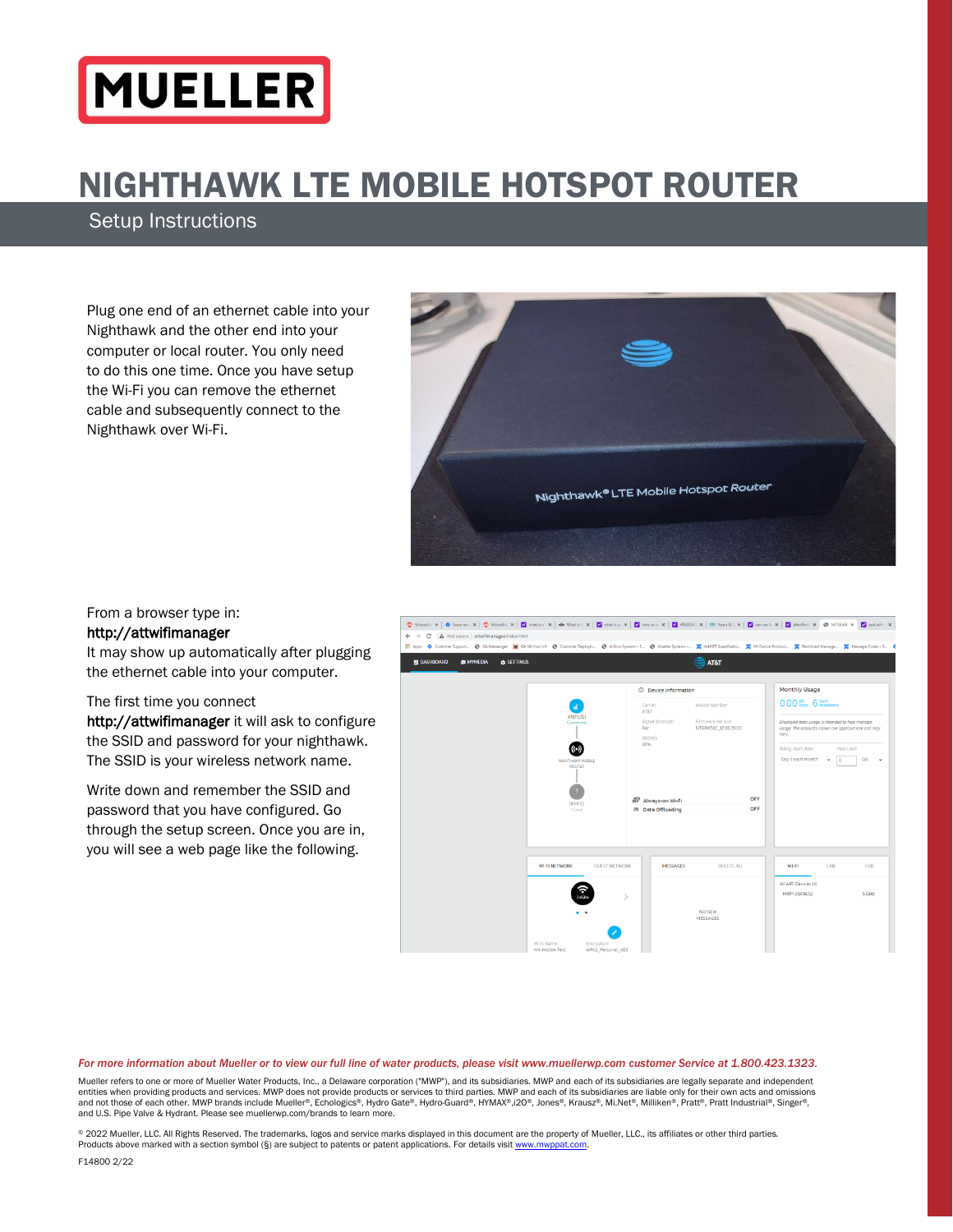MUELLER

# NIGHTHAWK LTE MOBILE HOTSPOT ROUTER

## Setup Instructions

Plug one end of an ethernet cable into your Nighthawk and the other end into your computer or local router. You only need to do this one time. Once you have setup the Wi-Fi you can remove the ethernet cable and subsequently connect to the Nighthawk over Wi-Fi.

From a browser type in:
**http://attwifimanager**
It may show up automatically after plugging the ethernet cable into your computer.

The first time you connect **http://attwifimanager** it will ask to configure the SSID and password for your nighthawk. The SSID is your wireless network name.

Write down and remember the SSID and password that you have configured. Go through the setup screen. Once you are in, you will see a web page like the following.

*For more information about Mueller or to view our full line of water products, please visit www.muellerwp.com customer Service at 1.800.423.1323.*

Mueller refers to one or more of Mueller Water Products, Inc., a Delaware corporation ("MWP"), and its subsidiaries. MWP and each of its subsidiaries are legally separate and independent entities when providing products and services. MWP does not provide products or services to third parties. MWP and each of its subsidiaries are liable only for their own acts and omissions and not those of each other. MWP brands include Mueller®, Echologics®, Hydro Gate®, Hydro-Guard®, HYMAX®, i2O®, Jones®, Krausz®, Mi.Net®, Milliken®, Pratt®, Pratt Industrial®, Singer®, and U.S. Pipe Valve & Hydrant. Please see muellerwp.com/brands to learn more.

© 2022 Mueller, LLC. All Rights Reserved. The trademarks, logos and service marks displayed in this document are the property of Mueller, LLC., its affiliates or other third parties. Products above marked with a section symbol (§) are subject to patents or patent applications. For details visit www.mwppat.com.

F14800 2/22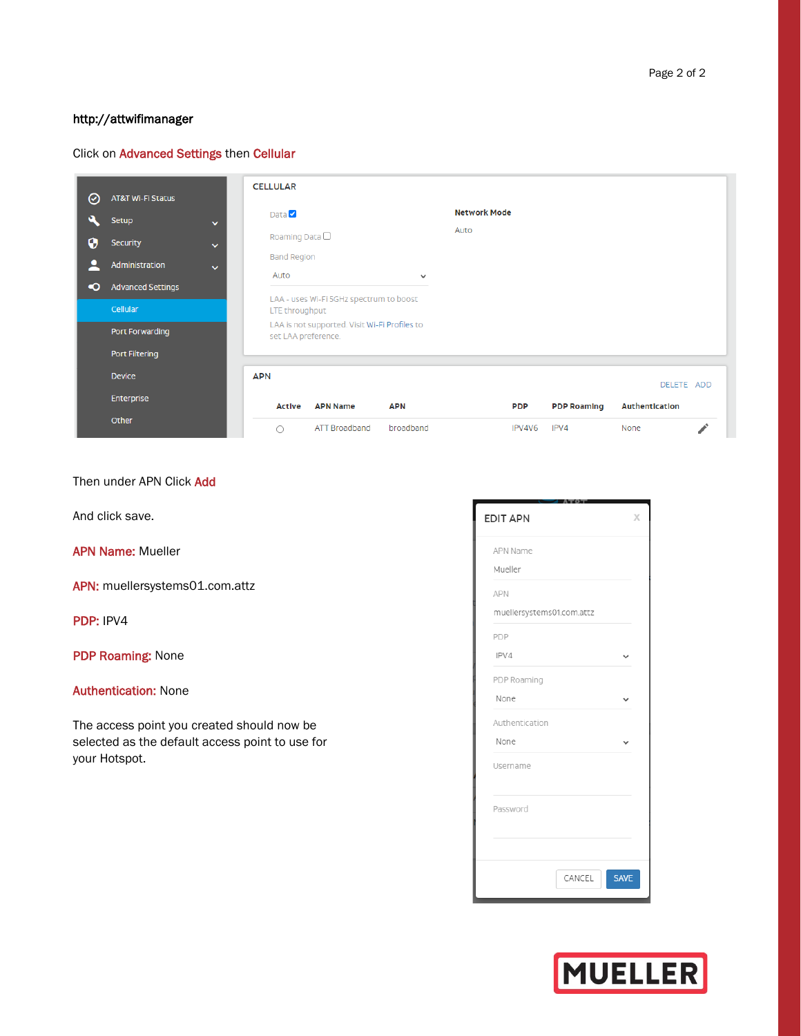**http://attwifimanager**

Click on Advanced Settings then Cellular

Then under APN Click Add

And click save.

APN Name: Mueller

APN: muellersystems01.com.attz

PDP: IPV4

PDP Roaming: None

Authentication: None

The access point you created should now be selected as the default access point to use for your Hotspot.